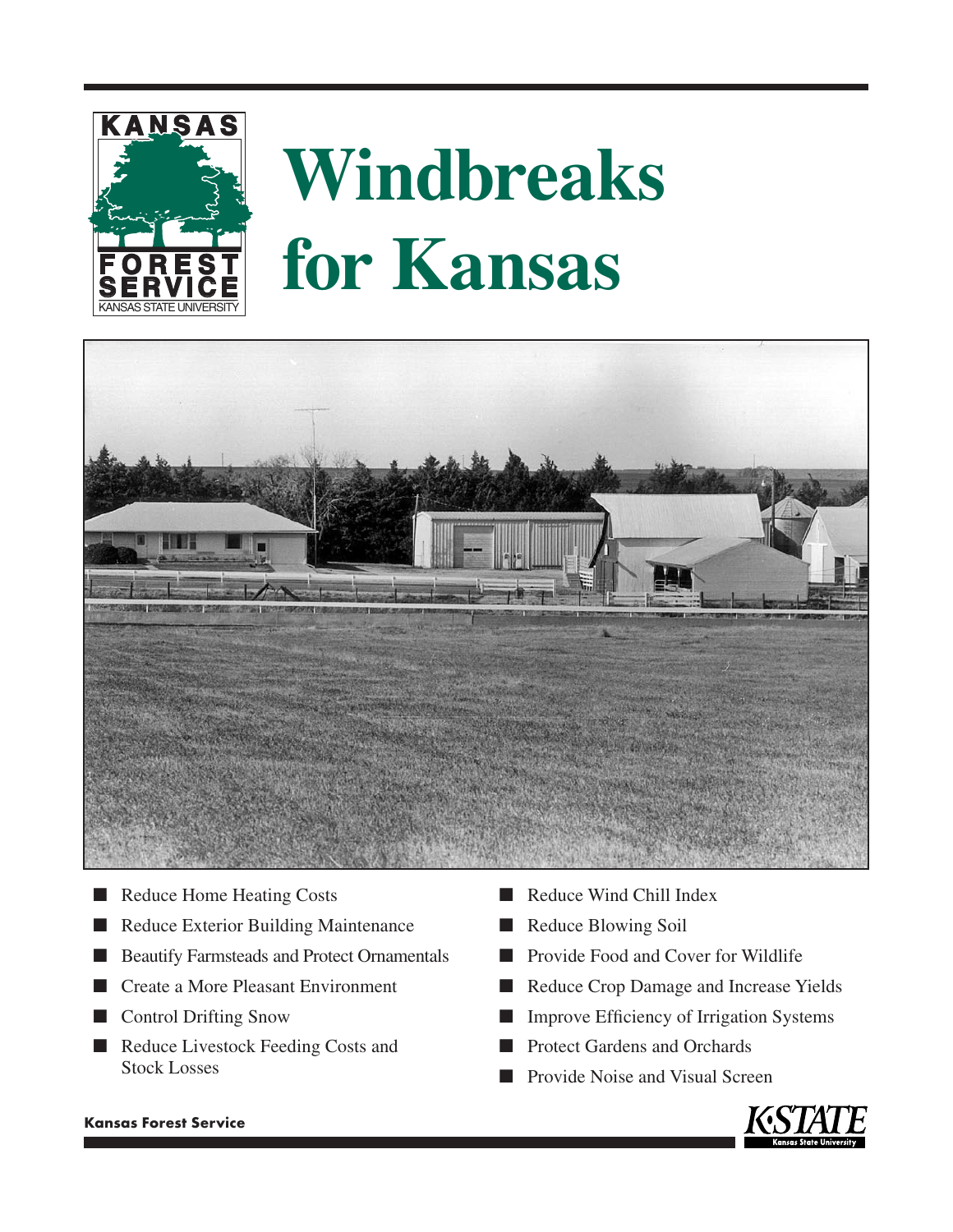# Windbreaks for Kansas

- Reduce Home Heating Costs
- Reduce Exterior Building Maintenance
- Beautify Farmsteads and Protect Ornamentals
- Create a More Pleasant Environment
- Control Drifting Snow
- Reduce Livestock Feeding Costs and Stock Losses
- Reduce Wind Chill Index
- Reduce Blowing Soil
- Provide Food and Cover for Wildlife
- Reduce Crop Damage and Increase Yields
- Improve Efficiency of Irrigation Systems
- Protect Gardens and Orchards
- Provide Noise and Visual Screen

**Kansas Forest Service**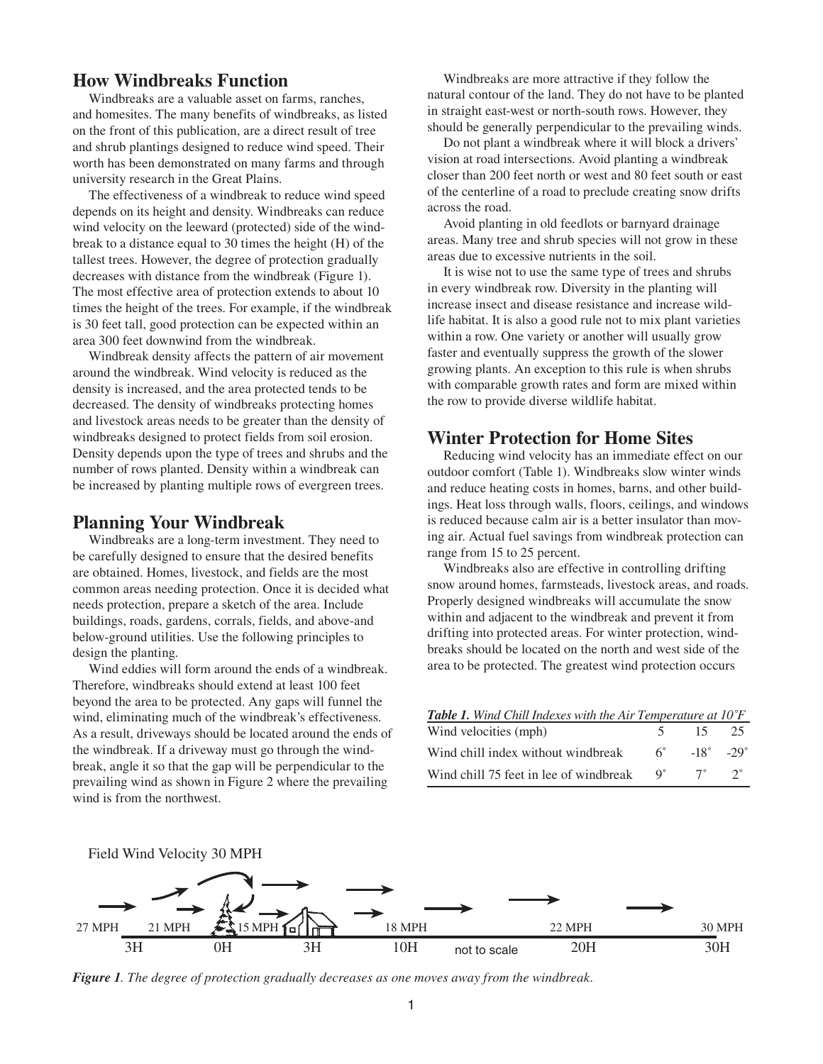## How Windbreaks Function

Windbreaks are a valuable asset on farms, ranches, and homesites. The many benefits of windbreaks, as listed on the front of this publication, are a direct result of tree and shrub plantings designed to reduce wind speed. Their worth has been demonstrated on many farms and through university research in the Great Plains.

The effectiveness of a windbreak to reduce wind speed depends on its height and density. Windbreaks can reduce wind velocity on the leeward (protected) side of the windbreak to a distance equal to 30 times the height (H) of the tallest trees. However, the degree of protection gradually decreases with distance from the windbreak (Figure 1). The most effective area of protection extends to about 10 times the height of the trees. For example, if the windbreak is 30 feet tall, good protection can be expected within an area 300 feet downwind from the windbreak.

Windbreak density affects the pattern of air movement around the windbreak. Wind velocity is reduced as the density is increased, and the area protected tends to be decreased. The density of windbreaks protecting homes and livestock areas needs to be greater than the density of windbreaks designed to protect fields from soil erosion. Density depends upon the type of trees and shrubs and the number of rows planted. Density within a windbreak can be increased by planting multiple rows of evergreen trees.

## Planning Your Windbreak

Windbreaks are a long-term investment. They need to be carefully designed to ensure that the desired benefits are obtained. Homes, livestock, and fields are the most common areas needing protection. Once it is decided what needs protection, prepare a sketch of the area. Include buildings, roads, gardens, corrals, fields, and above-and below-ground utilities. Use the following principles to design the planting.

Wind eddies will form around the ends of a windbreak. Therefore, windbreaks should extend at least 100 feet beyond the area to be protected. Any gaps will funnel the wind, eliminating much of the windbreak's effectiveness. As a result, driveways should be located around the ends of the windbreak. If a driveway must go through the windbreak, angle it so that the gap will be perpendicular to the prevailing wind as shown in Figure 2 where the prevailing wind is from the northwest.

Windbreaks are more attractive if they follow the natural contour of the land. They do not have to be planted in straight east-west or north-south rows. However, they should be generally perpendicular to the prevailing winds.

Do not plant a windbreak where it will block a drivers' vision at road intersections. Avoid planting a windbreak closer than 200 feet north or west and 80 feet south or east of the centerline of a road to preclude creating snow drifts across the road.

Avoid planting in old feedlots or barnyard drainage areas. Many tree and shrub species will not grow in these areas due to excessive nutrients in the soil.

It is wise not to use the same type of trees and shrubs in every windbreak row. Diversity in the planting will increase insect and disease resistance and increase wildlife habitat. It is also a good rule not to mix plant varieties within a row. One variety or another will usually grow faster and eventually suppress the growth of the slower growing plants. An exception to this rule is when shrubs with comparable growth rates and form are mixed within the row to provide diverse wildlife habitat.

## Winter Protection for Home Sites

Reducing wind velocity has an immediate effect on our outdoor comfort (Table 1). Windbreaks slow winter winds and reduce heating costs in homes, barns, and other buildings. Heat loss through walls, floors, ceilings, and windows is reduced because calm air is a better insulator than moving air. Actual fuel savings from windbreak protection can range from 15 to 25 percent.

Windbreaks also are effective in controlling drifting snow around homes, farmsteads, livestock areas, and roads. Properly designed windbreaks will accumulate the snow within and adjacent to the windbreak and prevent it from drifting into protected areas. For winter protection, windbreaks should be located on the north and west side of the area to be protected. The greatest wind protection occurs

***Table 1.*** *Wind Chill Indexes with the Air Temperature at 10˚F*

| Wind velocities (mph) | 5 | 15 | 25 |
|---|---|---|---|
| Wind chill index without windbreak | 6˚ | -18˚ | -29˚ |
| Wind chill 75 feet in lee of windbreak | 9˚ | 7˚ | 2˚ |

Field Wind Velocity 30 MPH

| 3H | 0H | 3H | 10H | 20H | 30H |
|---|---|---|---|---|---|
| 27 MPH / 21 MPH | 15 MPH | | 18 MPH | 22 MPH | 30 MPH |

(not to scale)

***Figure 1****. The degree of protection gradually decreases as one moves away from the windbreak.*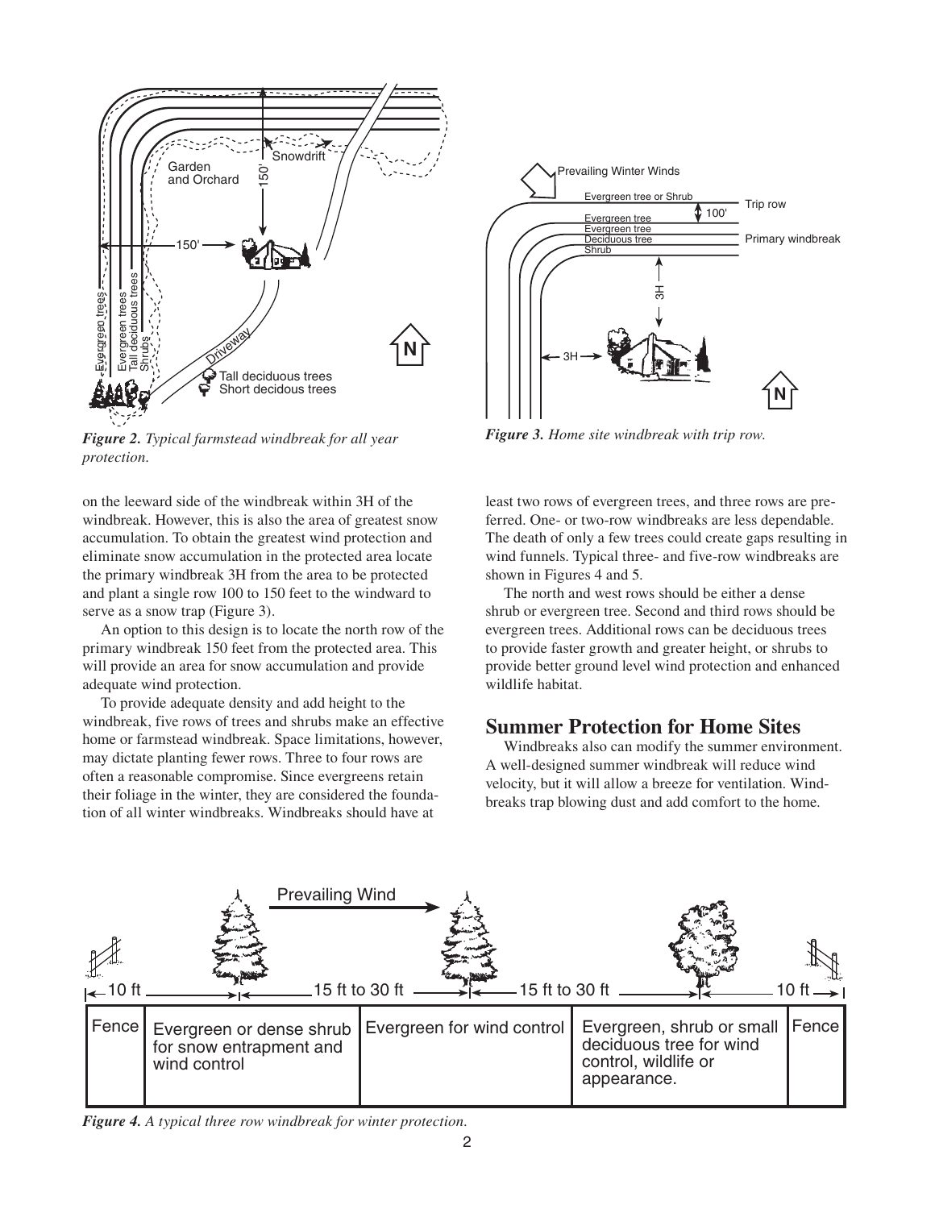*Figure 2. Typical farmstead windbreak for all year protection.*

*Figure 3. Home site windbreak with trip row.*

on the leeward side of the windbreak within 3H of the windbreak. However, this is also the area of greatest snow accumulation. To obtain the greatest wind protection and eliminate snow accumulation in the protected area locate the primary windbreak 3H from the area to be protected and plant a single row 100 to 150 feet to the windward to serve as a snow trap (Figure 3).

An option to this design is to locate the north row of the primary windbreak 150 feet from the protected area. This will provide an area for snow accumulation and provide adequate wind protection.

To provide adequate density and add height to the windbreak, five rows of trees and shrubs make an effective home or farmstead windbreak. Space limitations, however, may dictate planting fewer rows. Three to four rows are often a reasonable compromise. Since evergreens retain their foliage in the winter, they are considered the foundation of all winter windbreaks. Windbreaks should have at least two rows of evergreen trees, and three rows are preferred. One- or two-row windbreaks are less dependable. The death of only a few trees could create gaps resulting in wind funnels. Typical three- and five-row windbreaks are shown in Figures 4 and 5.

The north and west rows should be either a dense shrub or evergreen tree. Second and third rows should be evergreen trees. Additional rows can be deciduous trees to provide faster growth and greater height, or shrubs to provide better ground level wind protection and enhanced wildlife habitat.

## Summer Protection for Home Sites

Windbreaks also can modify the summer environment. A well-designed summer windbreak will reduce wind velocity, but it will allow a breeze for ventilation. Windbreaks trap blowing dust and add comfort to the home.

| 10 ft | 15 ft to 30 ft | 15 ft to 30 ft | | 10 ft |
|---|---|---|---|---|
| Fence | Evergreen or dense shrub for snow entrapment and wind control | Evergreen for wind control | Evergreen, shrub or small deciduous tree for wind control, wildlife or appearance. | Fence |

*Figure 4. A typical three row windbreak for winter protection.*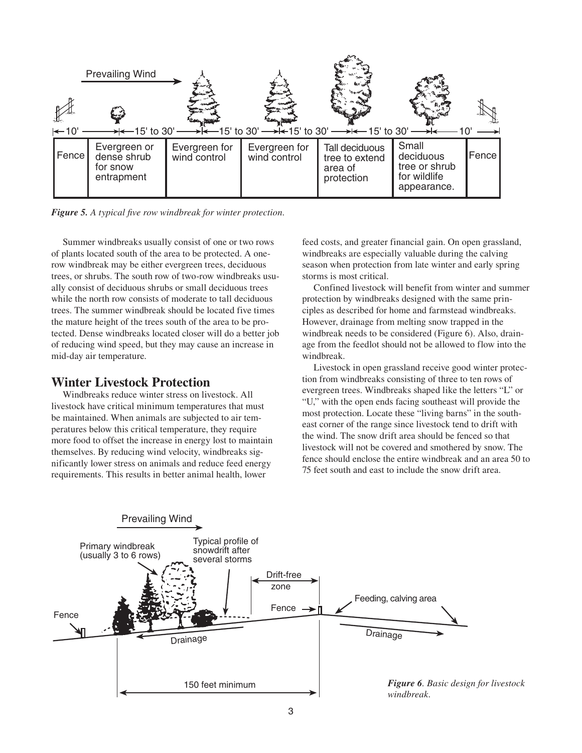| ←10'→ | ←15' to 30'→ | ←15' to 30'→ | ←15' to 30'→ | ←15' to 30'→ | ←15' to 30'→ | ←10'→ |
|---|---|---|---|---|---|---|
| Fence | Evergreen or dense shrub for snow entrapment | Evergreen for wind control | Evergreen for wind control | Tall deciduous tree to extend area of protection | Small deciduous tree or shrub for wildlife appearance. | Fence |

Prevailing Wind →

*Figure 5. A typical five row windbreak for winter protection.*

Summer windbreaks usually consist of one or two rows of plants located south of the area to be protected. A one-row windbreak may be either evergreen trees, deciduous trees, or shrubs. The south row of two-row windbreaks usually consist of deciduous shrubs or small deciduous trees while the north row consists of moderate to tall deciduous trees. The summer windbreak should be located five times the mature height of the trees south of the area to be protected. Dense windbreaks located closer will do a better job of reducing wind speed, but they may cause an increase in mid-day air temperature.

## Winter Livestock Protection

Windbreaks reduce winter stress on livestock. All livestock have critical minimum temperatures that must be maintained. When animals are subjected to air temperatures below this critical temperature, they require more food to offset the increase in energy lost to maintain themselves. By reducing wind velocity, windbreaks significantly lower stress on animals and reduce feed energy requirements. This results in better animal health, lower feed costs, and greater financial gain. On open grassland, windbreaks are especially valuable during the calving season when protection from late winter and early spring storms is most critical.

Confined livestock will benefit from winter and summer protection by windbreaks designed with the same principles as described for home and farmstead windbreaks. However, drainage from melting snow trapped in the windbreak needs to be considered (Figure 6). Also, drainage from the feedlot should not be allowed to flow into the windbreak.

Livestock in open grassland receive good winter protection from windbreaks consisting of three to ten rows of evergreen trees. Windbreaks shaped like the letters "L" or "U," with the open ends facing southeast will provide the most protection. Locate these "living barns" in the southeast corner of the range since livestock tend to drift with the wind. The snow drift area should be fenced so that livestock will not be covered and smothered by snow. The fence should enclose the entire windbreak and an area 50 to 75 feet south and east to include the snow drift area.

Prevailing Wind →

Primary windbreak (usually 3 to 6 rows) — Typical profile of snowdrift after several storms — Drift-free zone — Fence — Feeding, calving area — Drainage — 150 feet minimum

*Figure 6. Basic design for livestock windbreak.*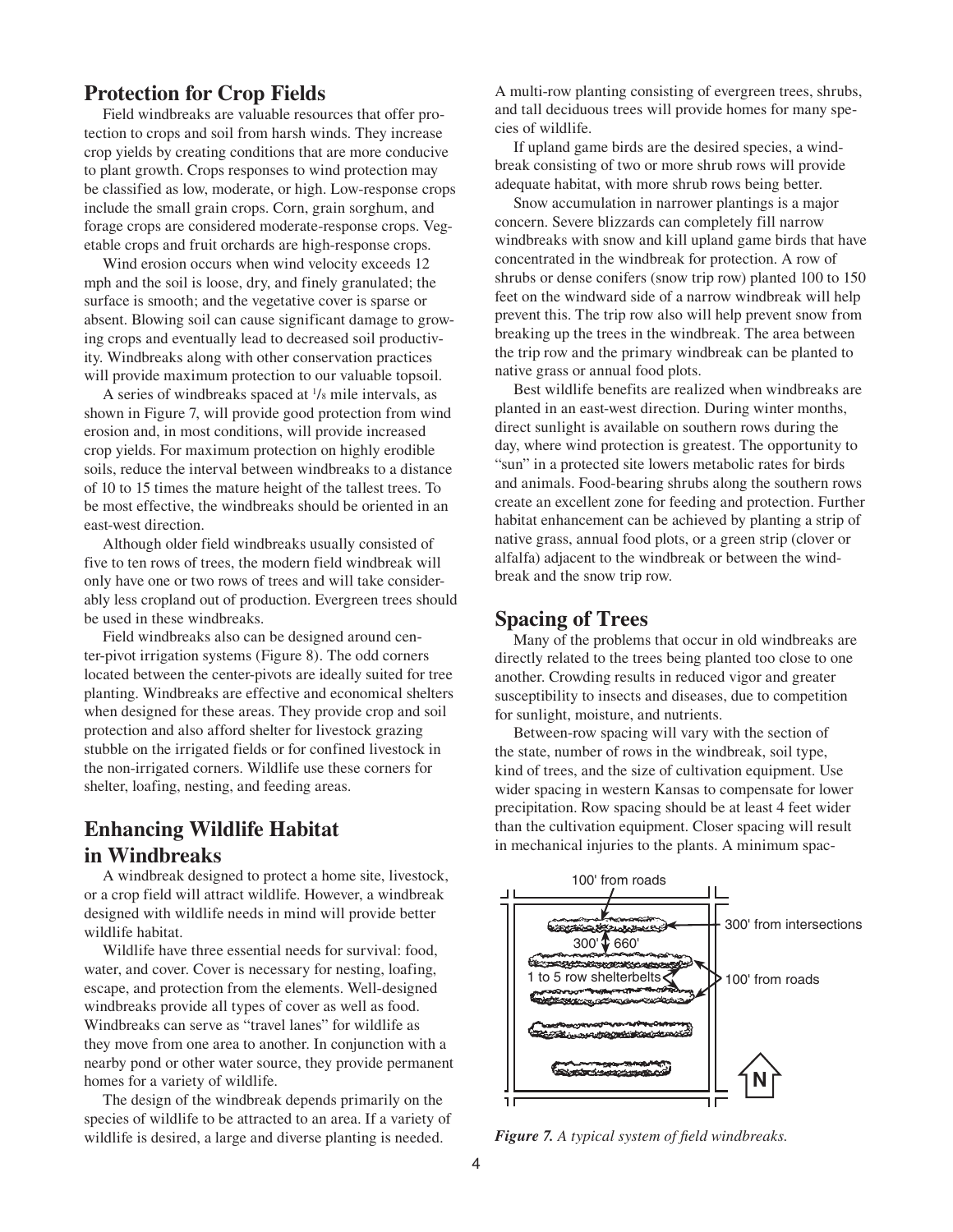## Protection for Crop Fields

Field windbreaks are valuable resources that offer protection to crops and soil from harsh winds. They increase crop yields by creating conditions that are more conducive to plant growth. Crops responses to wind protection may be classified as low, moderate, or high. Low-response crops include the small grain crops. Corn, grain sorghum, and forage crops are considered moderate-response crops. Vegetable crops and fruit orchards are high-response crops.

Wind erosion occurs when wind velocity exceeds 12 mph and the soil is loose, dry, and finely granulated; the surface is smooth; and the vegetative cover is sparse or absent. Blowing soil can cause significant damage to growing crops and eventually lead to decreased soil productivity. Windbreaks along with other conservation practices will provide maximum protection to our valuable topsoil.

A series of windbreaks spaced at 1/8 mile intervals, as shown in Figure 7, will provide good protection from wind erosion and, in most conditions, will provide increased crop yields. For maximum protection on highly erodible soils, reduce the interval between windbreaks to a distance of 10 to 15 times the mature height of the tallest trees. To be most effective, the windbreaks should be oriented in an east-west direction.

Although older field windbreaks usually consisted of five to ten rows of trees, the modern field windbreak will only have one or two rows of trees and will take considerably less cropland out of production. Evergreen trees should be used in these windbreaks.

Field windbreaks also can be designed around center-pivot irrigation systems (Figure 8). The odd corners located between the center-pivots are ideally suited for tree planting. Windbreaks are effective and economical shelters when designed for these areas. They provide crop and soil protection and also afford shelter for livestock grazing stubble on the irrigated fields or for confined livestock in the non-irrigated corners. Wildlife use these corners for shelter, loafing, nesting, and feeding areas.

## Enhancing Wildlife Habitat in Windbreaks

A windbreak designed to protect a home site, livestock, or a crop field will attract wildlife. However, a windbreak designed with wildlife needs in mind will provide better wildlife habitat.

Wildlife have three essential needs for survival: food, water, and cover. Cover is necessary for nesting, loafing, escape, and protection from the elements. Well-designed windbreaks provide all types of cover as well as food. Windbreaks can serve as "travel lanes" for wildlife as they move from one area to another. In conjunction with a nearby pond or other water source, they provide permanent homes for a variety of wildlife.

The design of the windbreak depends primarily on the species of wildlife to be attracted to an area. If a variety of wildlife is desired, a large and diverse planting is needed. A multi-row planting consisting of evergreen trees, shrubs, and tall deciduous trees will provide homes for many species of wildlife.

If upland game birds are the desired species, a windbreak consisting of two or more shrub rows will provide adequate habitat, with more shrub rows being better.

Snow accumulation in narrower plantings is a major concern. Severe blizzards can completely fill narrow windbreaks with snow and kill upland game birds that have concentrated in the windbreak for protection. A row of shrubs or dense conifers (snow trip row) planted 100 to 150 feet on the windward side of a narrow windbreak will help prevent this. The trip row also will help prevent snow from breaking up the trees in the windbreak. The area between the trip row and the primary windbreak can be planted to native grass or annual food plots.

Best wildlife benefits are realized when windbreaks are planted in an east-west direction. During winter months, direct sunlight is available on southern rows during the day, where wind protection is greatest. The opportunity to "sun" in a protected site lowers metabolic rates for birds and animals. Food-bearing shrubs along the southern rows create an excellent zone for feeding and protection. Further habitat enhancement can be achieved by planting a strip of native grass, annual food plots, or a green strip (clover or alfalfa) adjacent to the windbreak or between the windbreak and the snow trip row.

## Spacing of Trees

Many of the problems that occur in old windbreaks are directly related to the trees being planted too close to one another. Crowding results in reduced vigor and greater susceptibility to insects and diseases, due to competition for sunlight, moisture, and nutrients.

Between-row spacing will vary with the section of the state, number of rows in the windbreak, soil type, kind of trees, and the size of cultivation equipment. Use wider spacing in western Kansas to compensate for lower precipitation. Row spacing should be at least 4 feet wider than the cultivation equipment. Closer spacing will result in mechanical injuries to the plants. A minimum spac-

100' from roads

300' from intersections

300' 660'

1 to 5 row shelterbelts

100' from roads

N

*Figure 7. A typical system of field windbreaks.*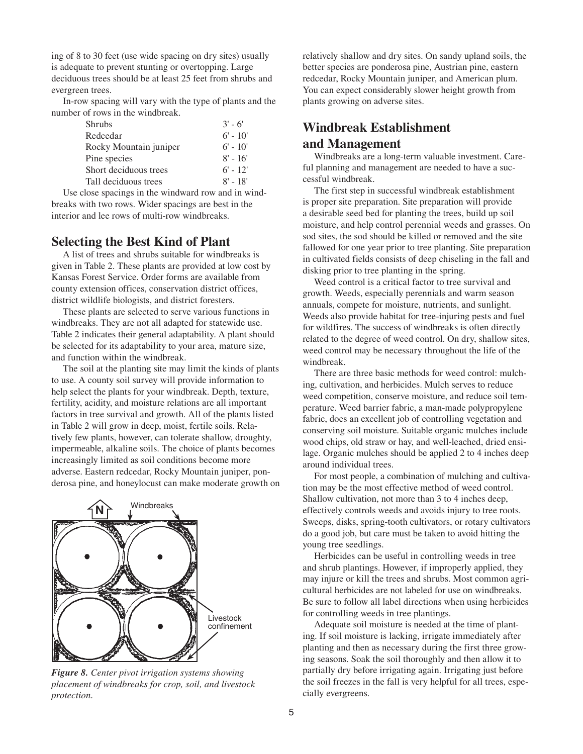ing of 8 to 30 feet (use wide spacing on dry sites) usually is adequate to prevent stunting or overtopping. Large deciduous trees should be at least 25 feet from shrubs and evergreen trees.

In-row spacing will vary with the type of plants and the number of rows in the windbreak.

| | |
|---|---|
| Shrubs | 3' - 6' |
| Redcedar | 6' - 10' |
| Rocky Mountain juniper | 6' - 10' |
| Pine species | 8' - 16' |
| Short deciduous trees | 6' - 12' |
| Tall deciduous trees | 8' - 18' |

Use close spacings in the windward row and in windbreaks with two rows. Wider spacings are best in the interior and lee rows of multi-row windbreaks.

## Selecting the Best Kind of Plant

A list of trees and shrubs suitable for windbreaks is given in Table 2. These plants are provided at low cost by Kansas Forest Service. Order forms are available from county extension offices, conservation district offices, district wildlife biologists, and district foresters.

These plants are selected to serve various functions in windbreaks. They are not all adapted for statewide use. Table 2 indicates their general adaptability. A plant should be selected for its adaptability to your area, mature size, and function within the windbreak.

The soil at the planting site may limit the kinds of plants to use. A county soil survey will provide information to help select the plants for your windbreak. Depth, texture, fertility, acidity, and moisture relations are all important factors in tree survival and growth. All of the plants listed in Table 2 will grow in deep, moist, fertile soils. Relatively few plants, however, can tolerate shallow, droughty, impermeable, alkaline soils. The choice of plants becomes increasingly limited as soil conditions become more adverse. Eastern redcedar, Rocky Mountain juniper, ponderosa pine, and honeylocust can make moderate growth on relatively shallow and dry sites. On sandy upland soils, the better species are ponderosa pine, Austrian pine, eastern redcedar, Rocky Mountain juniper, and American plum. You can expect considerably slower height growth from plants growing on adverse sites.

*Figure 8. Center pivot irrigation systems showing placement of windbreaks for crop, soil, and livestock protection.*

## Windbreak Establishment and Management

Windbreaks are a long-term valuable investment. Careful planning and management are needed to have a successful windbreak.

The first step in successful windbreak establishment is proper site preparation. Site preparation will provide a desirable seed bed for planting the trees, build up soil moisture, and help control perennial weeds and grasses. On sod sites, the sod should be killed or removed and the site fallowed for one year prior to tree planting. Site preparation in cultivated fields consists of deep chiseling in the fall and disking prior to tree planting in the spring.

Weed control is a critical factor to tree survival and growth. Weeds, especially perennials and warm season annuals, compete for moisture, nutrients, and sunlight. Weeds also provide habitat for tree-injuring pests and fuel for wildfires. The success of windbreaks is often directly related to the degree of weed control. On dry, shallow sites, weed control may be necessary throughout the life of the windbreak.

There are three basic methods for weed control: mulching, cultivation, and herbicides. Mulch serves to reduce weed competition, conserve moisture, and reduce soil temperature. Weed barrier fabric, a man-made polypropylene fabric, does an excellent job of controlling vegetation and conserving soil moisture. Suitable organic mulches include wood chips, old straw or hay, and well-leached, dried ensilage. Organic mulches should be applied 2 to 4 inches deep around individual trees.

For most people, a combination of mulching and cultivation may be the most effective method of weed control. Shallow cultivation, not more than 3 to 4 inches deep, effectively controls weeds and avoids injury to tree roots. Sweeps, disks, spring-tooth cultivators, or rotary cultivators do a good job, but care must be taken to avoid hitting the young tree seedlings.

Herbicides can be useful in controlling weeds in tree and shrub plantings. However, if improperly applied, they may injure or kill the trees and shrubs. Most common agricultural herbicides are not labeled for use on windbreaks. Be sure to follow all label directions when using herbicides for controlling weeds in tree plantings.

Adequate soil moisture is needed at the time of planting. If soil moisture is lacking, irrigate immediately after planting and then as necessary during the first three growing seasons. Soak the soil thoroughly and then allow it to partially dry before irrigating again. Irrigating just before the soil freezes in the fall is very helpful for all trees, especially evergreens.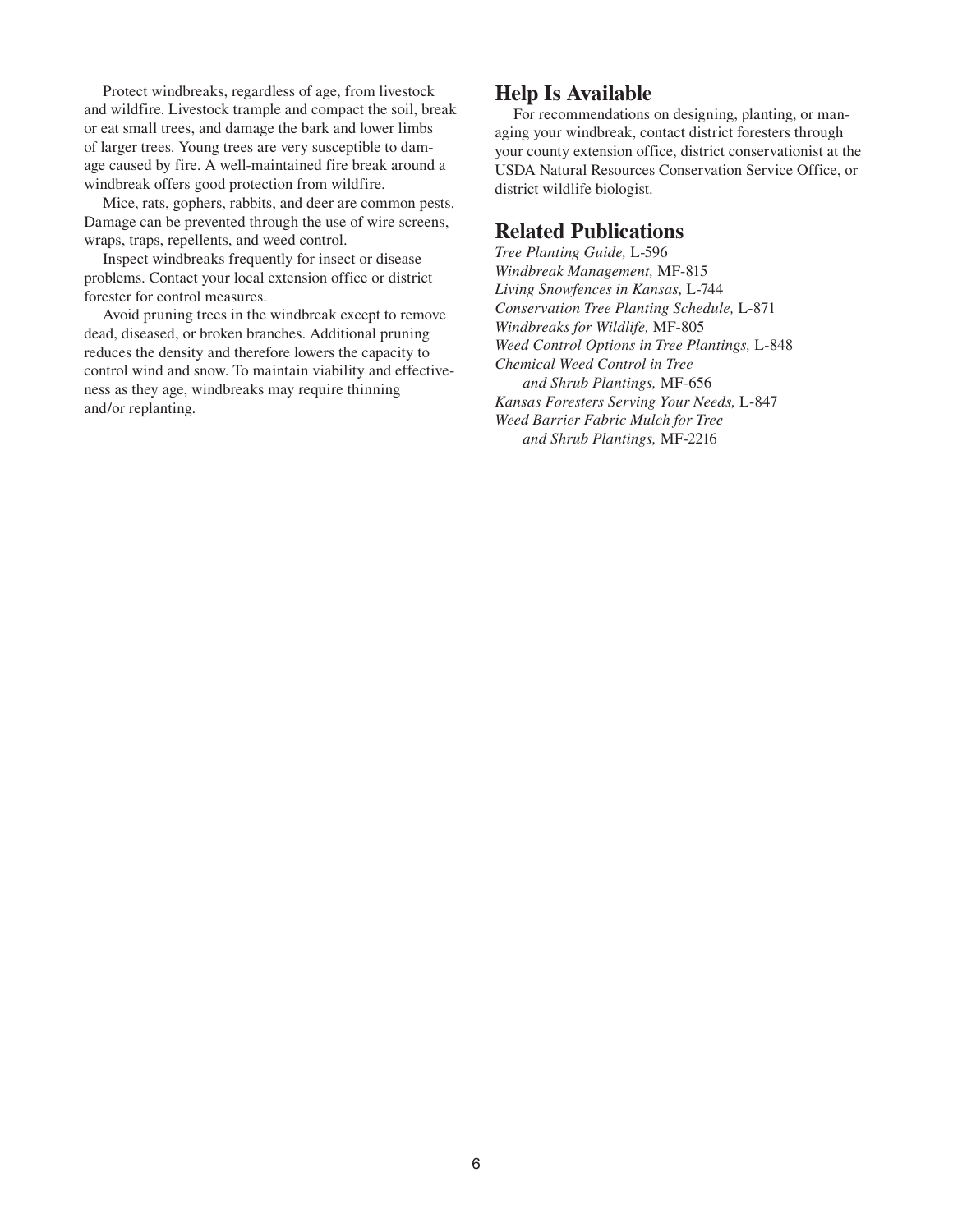Protect windbreaks, regardless of age, from livestock and wildfire. Livestock trample and compact the soil, break or eat small trees, and damage the bark and lower limbs of larger trees. Young trees are very susceptible to damage caused by fire. A well-maintained fire break around a windbreak offers good protection from wildfire.

Mice, rats, gophers, rabbits, and deer are common pests. Damage can be prevented through the use of wire screens, wraps, traps, repellents, and weed control.

Inspect windbreaks frequently for insect or disease problems. Contact your local extension office or district forester for control measures.

Avoid pruning trees in the windbreak except to remove dead, diseased, or broken branches. Additional pruning reduces the density and therefore lowers the capacity to control wind and snow. To maintain viability and effectiveness as they age, windbreaks may require thinning and/or replanting.

## Help Is Available

For recommendations on designing, planting, or managing your windbreak, contact district foresters through your county extension office, district conservationist at the USDA Natural Resources Conservation Service Office, or district wildlife biologist.

## Related Publications

*Tree Planting Guide,* L-596
*Windbreak Management,* MF-815
*Living Snowfences in Kansas,* L-744
*Conservation Tree Planting Schedule,* L-871
*Windbreaks for Wildlife,* MF-805
*Weed Control Options in Tree Plantings,* L-848
*Chemical Weed Control in Tree and Shrub Plantings,* MF-656
*Kansas Foresters Serving Your Needs,* L-847
*Weed Barrier Fabric Mulch for Tree and Shrub Plantings,* MF-2216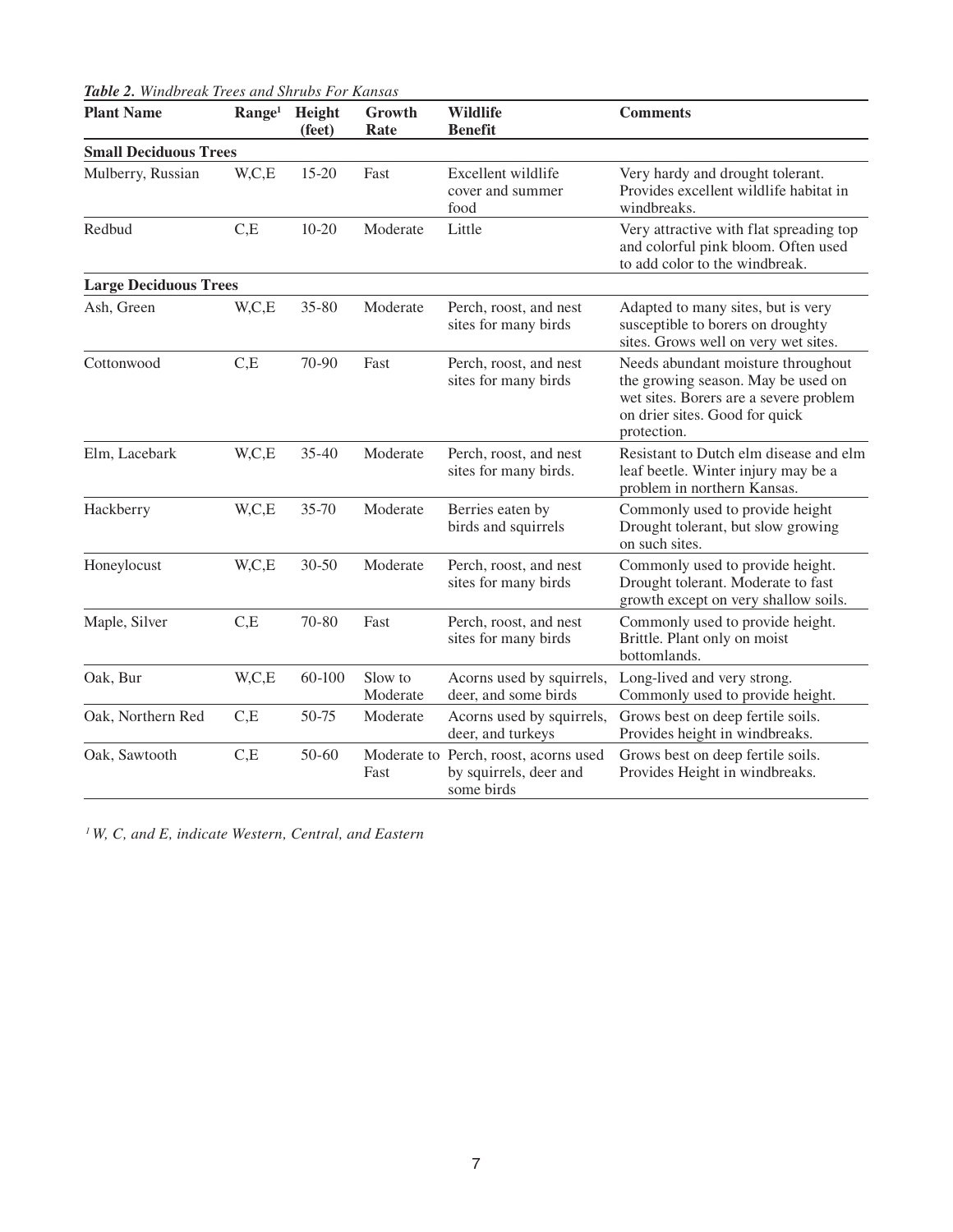***Table 2.** Windbreak Trees and Shrubs For Kansas*

| Plant Name | Range[1] | Height (feet) | Growth Rate | Wildlife Benefit | Comments |
|---|---|---|---|---|---|
| **Small Deciduous Trees** | | | | | |
| Mulberry, Russian | W,C,E | 15-20 | Fast | Excellent wildlife cover and summer food | Very hardy and drought tolerant. Provides excellent wildlife habitat in windbreaks. |
| Redbud | C,E | 10-20 | Moderate | Little | Very attractive with flat spreading top and colorful pink bloom. Often used to add color to the windbreak. |
| **Large Deciduous Trees** | | | | | |
| Ash, Green | W,C,E | 35-80 | Moderate | Perch, roost, and nest sites for many birds | Adapted to many sites, but is very susceptible to borers on droughty sites. Grows well on very wet sites. |
| Cottonwood | C,E | 70-90 | Fast | Perch, roost, and nest sites for many birds | Needs abundant moisture throughout the growing season. May be used on wet sites. Borers are a severe problem on drier sites. Good for quick protection. |
| Elm, Lacebark | W,C,E | 35-40 | Moderate | Perch, roost, and nest sites for many birds. | Resistant to Dutch elm disease and elm leaf beetle. Winter injury may be a problem in northern Kansas. |
| Hackberry | W,C,E | 35-70 | Moderate | Berries eaten by birds and squirrels | Commonly used to provide height Drought tolerant, but slow growing on such sites. |
| Honeylocust | W,C,E | 30-50 | Moderate | Perch, roost, and nest sites for many birds | Commonly used to provide height. Drought tolerant. Moderate to fast growth except on very shallow soils. |
| Maple, Silver | C,E | 70-80 | Fast | Perch, roost, and nest sites for many birds | Commonly used to provide height. Brittle. Plant only on moist bottomlands. |
| Oak, Bur | W,C,E | 60-100 | Slow to Moderate | Acorns used by squirrels, deer, and some birds | Long-lived and very strong. Commonly used to provide height. |
| Oak, Northern Red | C,E | 50-75 | Moderate | Acorns used by squirrels, deer, and turkeys | Grows best on deep fertile soils. Provides height in windbreaks. |
| Oak, Sawtooth | C,E | 50-60 | Moderate to Fast | Perch, roost, acorns used by squirrels, deer and some birds | Grows best on deep fertile soils. Provides Height in windbreaks. |

*[1] W, C, and E, indicate Western, Central, and Eastern*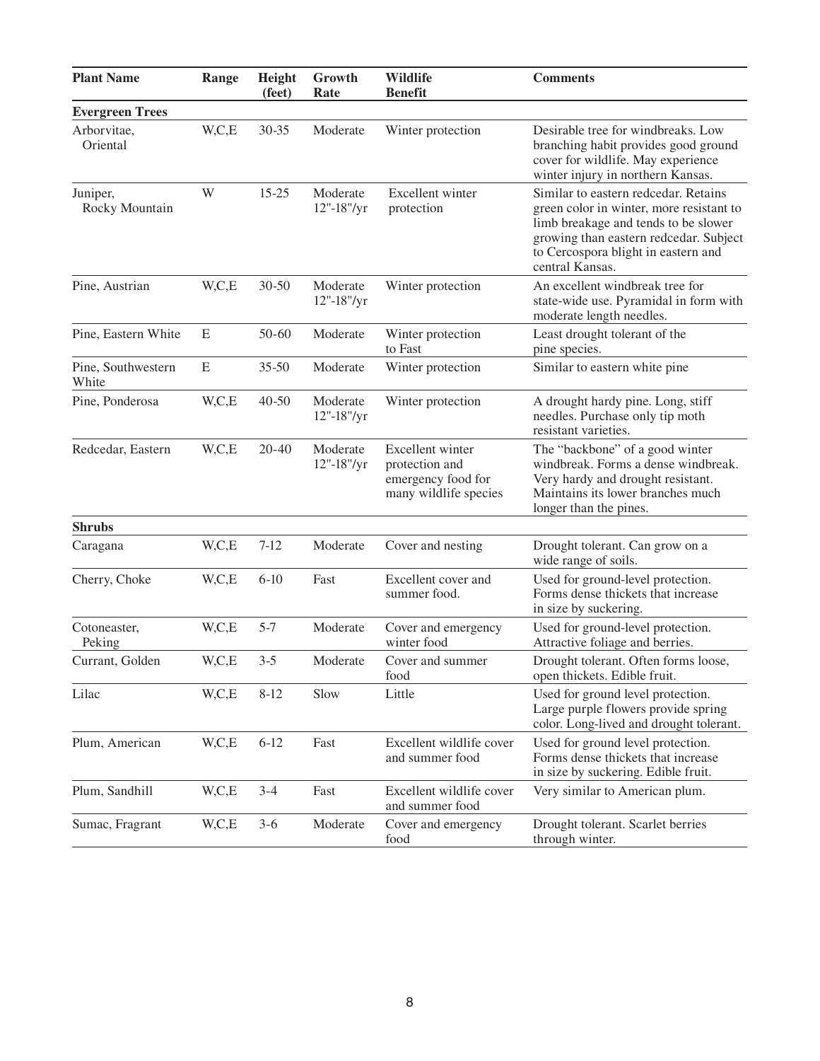| Plant Name | Range | Height (feet) | Growth Rate | Wildlife Benefit | Comments |
|---|---|---|---|---|---|
| **Evergreen Trees** | | | | | |
| Arborvitae, Oriental | W,C,E | 30-35 | Moderate | Winter protection | Desirable tree for windbreaks. Low branching habit provides good ground cover for wildlife. May experience winter injury in northern Kansas. |
| Juniper, Rocky Mountain | W | 15-25 | Moderate 12"-18"/yr | Excellent winter protection | Similar to eastern redcedar. Retains green color in winter, more resistant to limb breakage and tends to be slower growing than eastern redcedar. Subject to Cercospora blight in eastern and central Kansas. |
| Pine, Austrian | W,C,E | 30-50 | Moderate 12"-18"/yr | Winter protection | An excellent windbreak tree for state-wide use. Pyramidal in form with moderate length needles. |
| Pine, Eastern White | E | 50-60 | Moderate | Winter protection to Fast | Least drought tolerant of the pine species. |
| Pine, Southwestern White | E | 35-50 | Moderate | Winter protection | Similar to eastern white pine |
| Pine, Ponderosa | W,C,E | 40-50 | Moderate 12"-18"/yr | Winter protection | A drought hardy pine. Long, stiff needles. Purchase only tip moth resistant varieties. |
| Redcedar, Eastern | W,C,E | 20-40 | Moderate 12"-18"/yr | Excellent winter protection and emergency food for many wildlife species | The "backbone" of a good winter windbreak. Forms a dense windbreak. Very hardy and drought resistant. Maintains its lower branches much longer than the pines. |
| **Shrubs** | | | | | |
| Caragana | W,C,E | 7-12 | Moderate | Cover and nesting | Drought tolerant. Can grow on a wide range of soils. |
| Cherry, Choke | W,C,E | 6-10 | Fast | Excellent cover and summer food. | Used for ground-level protection. Forms dense thickets that increase in size by suckering. |
| Cotoneaster, Peking | W,C,E | 5-7 | Moderate | Cover and emergency winter food | Used for ground-level protection. Attractive foliage and berries. |
| Currant, Golden | W,C,E | 3-5 | Moderate | Cover and summer food | Drought tolerant. Often forms loose, open thickets. Edible fruit. |
| Lilac | W,C,E | 8-12 | Slow | Little | Used for ground level protection. Large purple flowers provide spring color. Long-lived and drought tolerant. |
| Plum, American | W,C,E | 6-12 | Fast | Excellent wildlife cover and summer food | Used for ground level protection. Forms dense thickets that increase in size by suckering. Edible fruit. |
| Plum, Sandhill | W,C,E | 3-4 | Fast | Excellent wildlife cover and summer food | Very similar to American plum. |
| Sumac, Fragrant | W,C,E | 3-6 | Moderate | Cover and emergency food | Drought tolerant. Scarlet berries through winter. |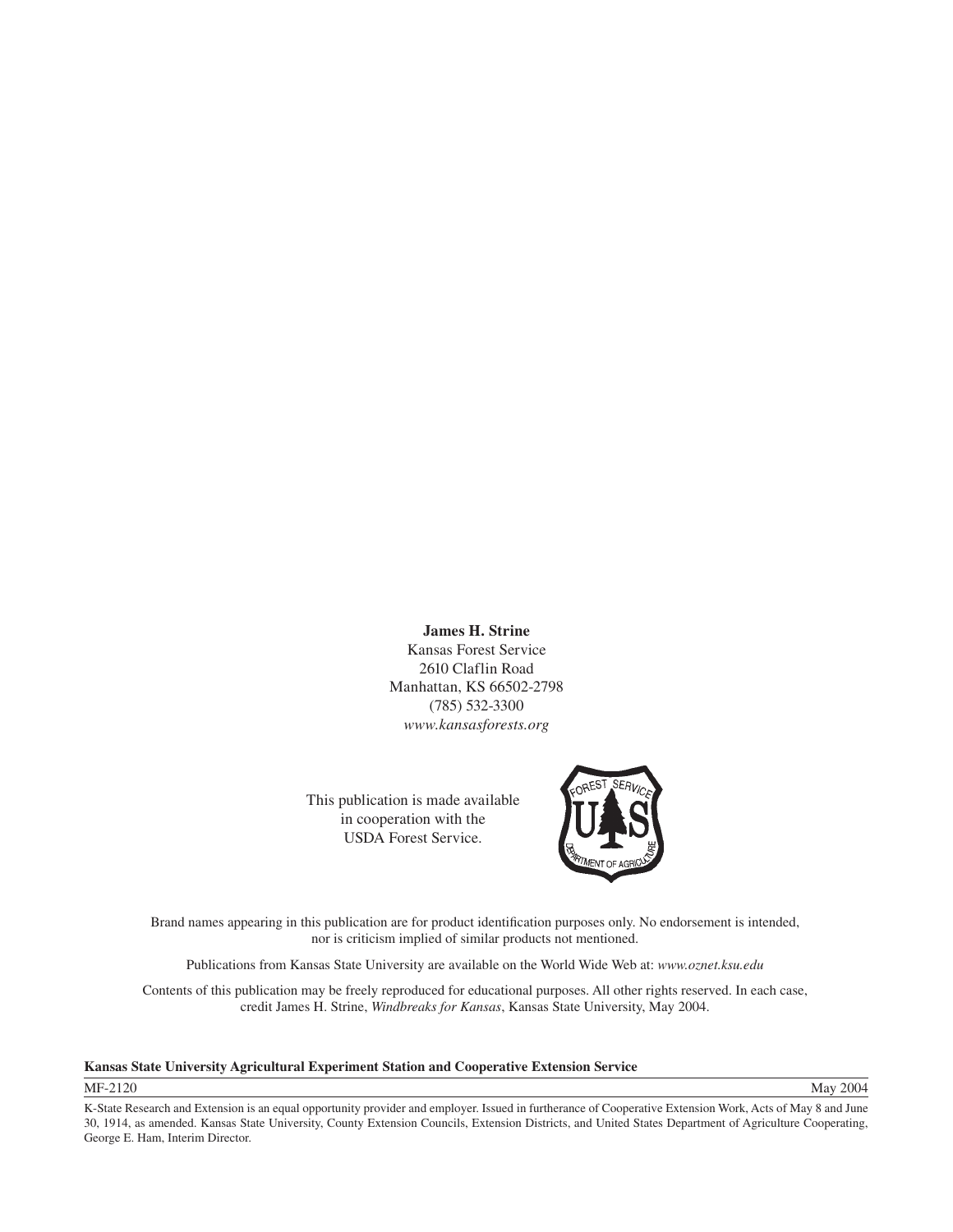**James H. Strine**
Kansas Forest Service
2610 Claflin Road
Manhattan, KS 66502-2798
(785) 532-3300
*www.kansasforests.org*

This publication is made available in cooperation with the USDA Forest Service.

Brand names appearing in this publication are for product identification purposes only. No endorsement is intended, nor is criticism implied of similar products not mentioned.

Publications from Kansas State University are available on the World Wide Web at: *www.oznet.ksu.edu*

Contents of this publication may be freely reproduced for educational purposes. All other rights reserved. In each case, credit James H. Strine, *Windbreaks for Kansas*, Kansas State University, May 2004.

**Kansas State University Agricultural Experiment Station and Cooperative Extension Service**

MF-2120 May 2004

K-State Research and Extension is an equal opportunity provider and employer. Issued in furtherance of Cooperative Extension Work, Acts of May 8 and June 30, 1914, as amended. Kansas State University, County Extension Councils, Extension Districts, and United States Department of Agriculture Cooperating, George E. Ham, Interim Director.